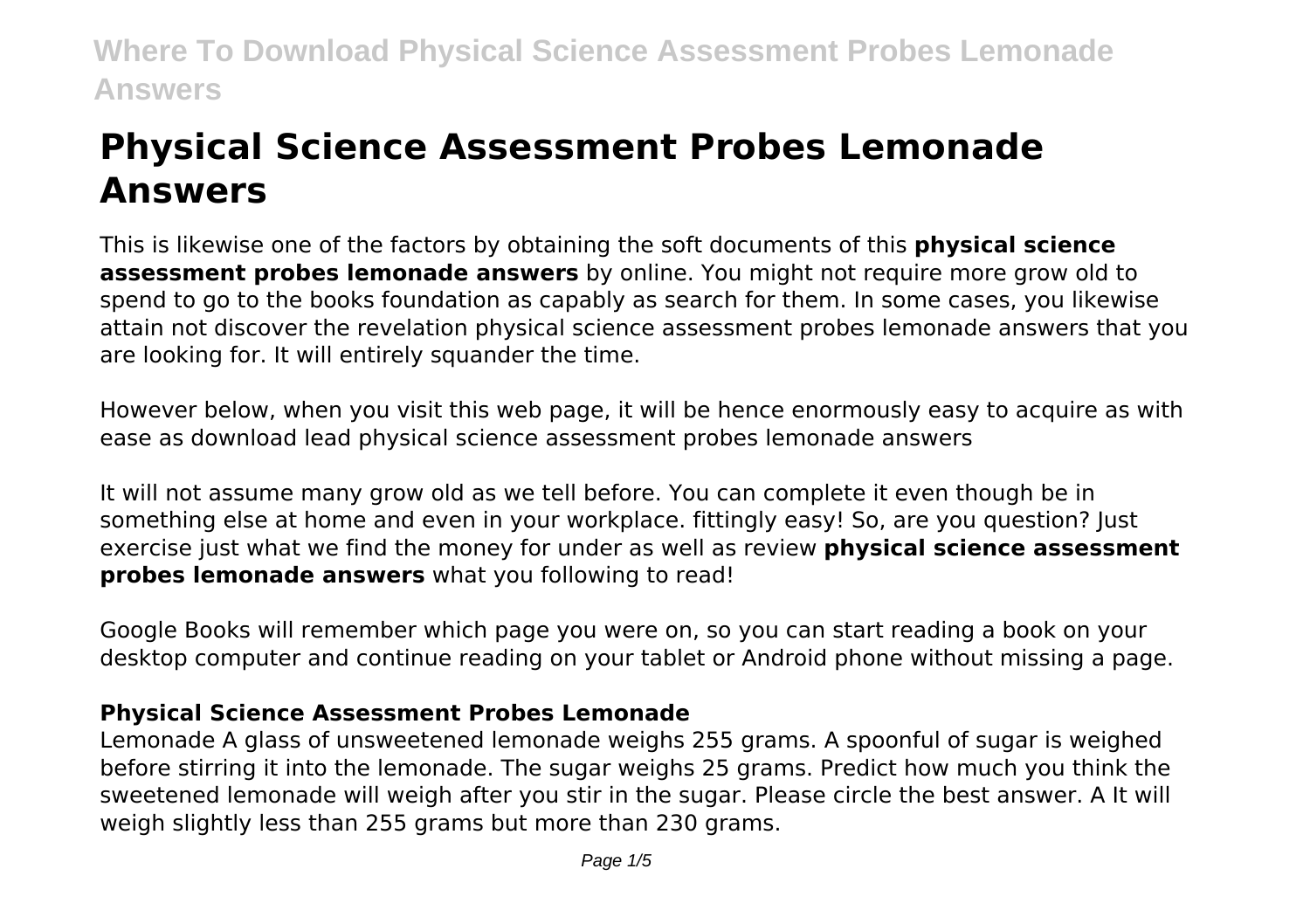# Physical Science Assessment Probes Lemonade Answers

This is likewise one of the factors by obtaining the soft documents of this **physical science assessment probes lemonade answers** by online. You might not require more grow old to spend to go to the books foundation as capably as search for them. In some cases, you likewise attain not discover the revelation physical science assessment probes lemonade answers that you are looking for. It will entirely squander the time.

However below, when you visit this web page, it will be hence enormously easy to acquire as with ease as download lead physical science assessment probes lemonade answers

It will not assume many grow old as we tell before. You can complete it even though be in something else at home and even in your workplace. fittingly easy! So, are you question? Just exercise just what we find the money for under as well as review **physical science assessment probes lemonade answers** what you following to read!

Google Books will remember which page you were on, so you can start reading a book on your desktop computer and continue reading on your tablet or Android phone without missing a page.

### **Physical Science Assessment Probes Lemonade**

Lemonade A glass of unsweetened lemonade weighs 255 grams. A spoonful of sugar is weighed before stirring it into the lemonade. The sugar weighs 25 grams. Predict how much you think the sweetened lemonade will weigh after you stir in the sugar. Please circle the best answer. A It will weigh slightly less than 255 grams but more than 230 grams.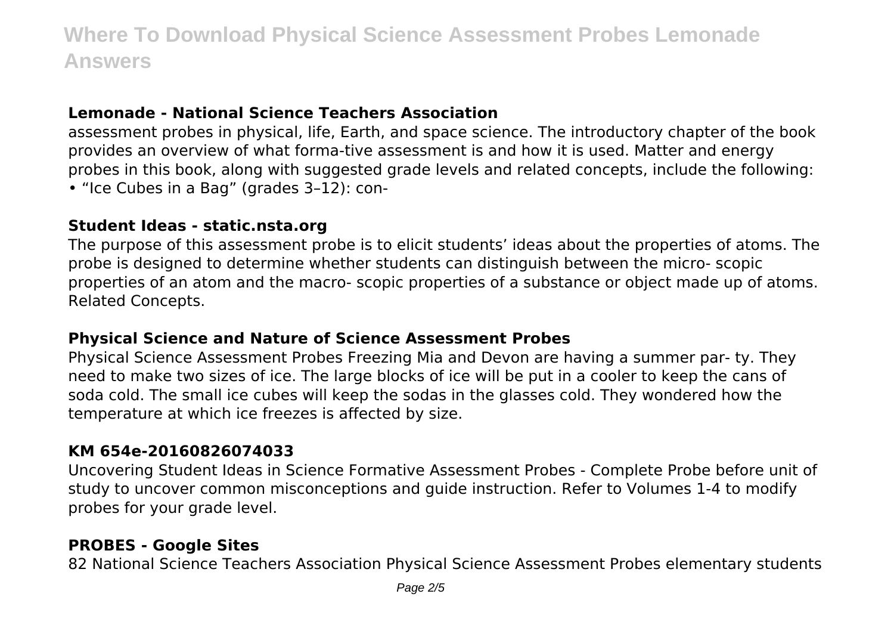## Lemonade - National Science Teachers Association

assessment probes in physical, life, Earth, and space science. The introductory chapter of the book provides an overview of what forma-tive assessment is and how it is used. Matter and energy probes in this book, along with suggested grade levels and related concepts, include the following:
• "Ice Cubes in a Bag" (grades 3–12): con-

## Student Ideas - static.nsta.org

The purpose of this assessment probe is to elicit students' ideas about the properties of atoms. The probe is designed to determine whether students can distinguish between the micro- scopic properties of an atom and the macro- scopic properties of a substance or object made up of atoms. Related Concepts.

## Physical Science and Nature of Science Assessment Probes

Physical Science Assessment Probes Freezing Mia and Devon are having a summer par- ty. They need to make two sizes of ice. The large blocks of ice will be put in a cooler to keep the cans of soda cold. The small ice cubes will keep the sodas in the glasses cold. They wondered how the temperature at which ice freezes is affected by size.

## KM 654e-20160826074033

Uncovering Student Ideas in Science Formative Assessment Probes - Complete Probe before unit of study to uncover common misconceptions and guide instruction. Refer to Volumes 1-4 to modify probes for your grade level.

## PROBES - Google Sites

82 National Science Teachers Association Physical Science Assessment Probes elementary students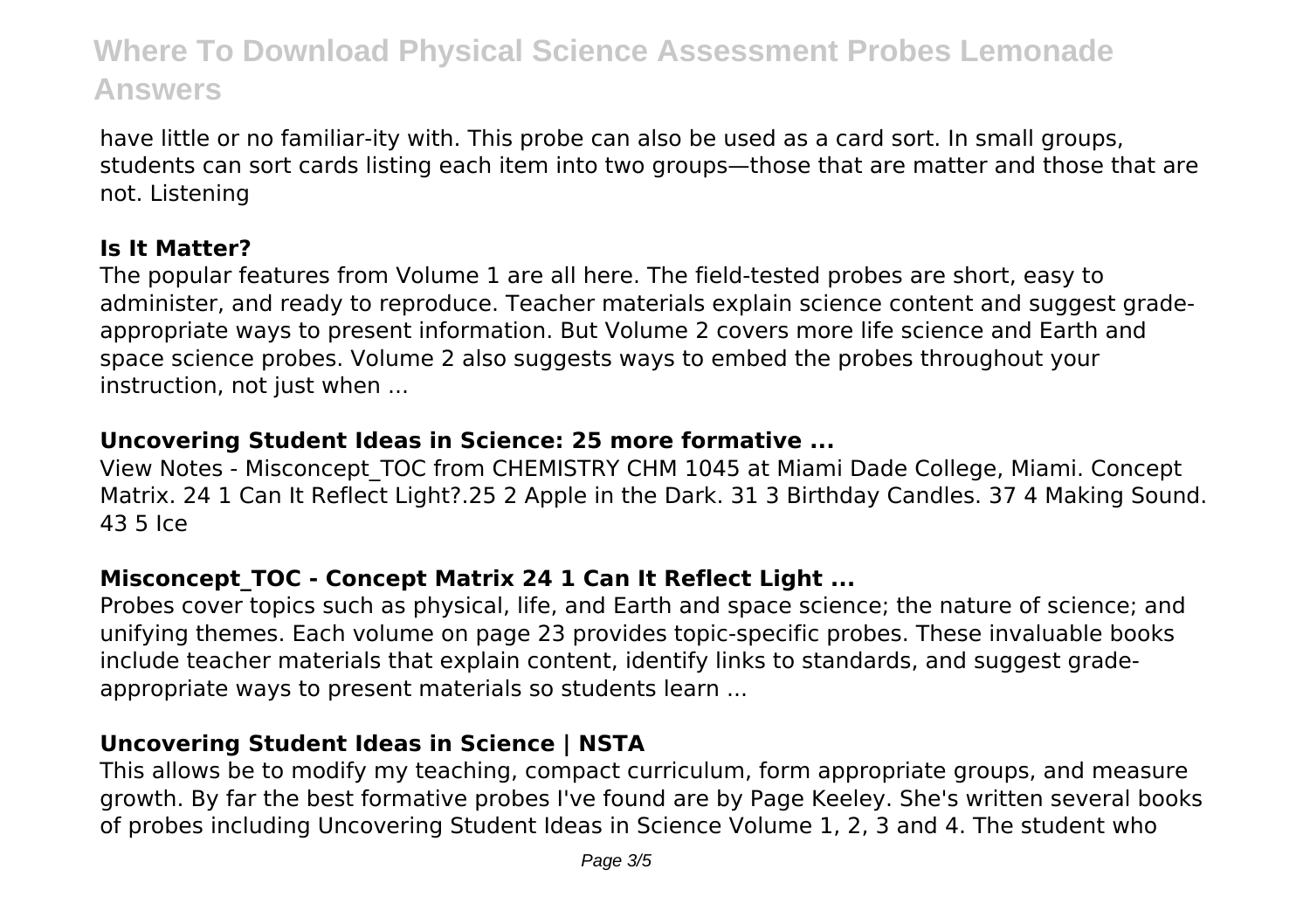have little or no familiar-ity with. This probe can also be used as a card sort. In small groups, students can sort cards listing each item into two groups—those that are matter and those that are not. Listening

### Is It Matter?

The popular features from Volume 1 are all here. The field-tested probes are short, easy to administer, and ready to reproduce. Teacher materials explain science content and suggest grade-appropriate ways to present information. But Volume 2 covers more life science and Earth and space science probes. Volume 2 also suggests ways to embed the probes throughout your instruction, not just when ...

### Uncovering Student Ideas in Science: 25 more formative ...

View Notes - Misconcept_TOC from CHEMISTRY CHM 1045 at Miami Dade College, Miami. Concept Matrix. 24 1 Can It Reflect Light?.25 2 Apple in the Dark. 31 3 Birthday Candles. 37 4 Making Sound. 43 5 Ice

### Misconcept_TOC - Concept Matrix 24 1 Can It Reflect Light ...

Probes cover topics such as physical, life, and Earth and space science; the nature of science; and unifying themes. Each volume on page 23 provides topic-specific probes. These invaluable books include teacher materials that explain content, identify links to standards, and suggest grade-appropriate ways to present materials so students learn ...

### Uncovering Student Ideas in Science | NSTA

This allows be to modify my teaching, compact curriculum, form appropriate groups, and measure growth. By far the best formative probes I've found are by Page Keeley. She's written several books of probes including Uncovering Student Ideas in Science Volume 1, 2, 3 and 4. The student who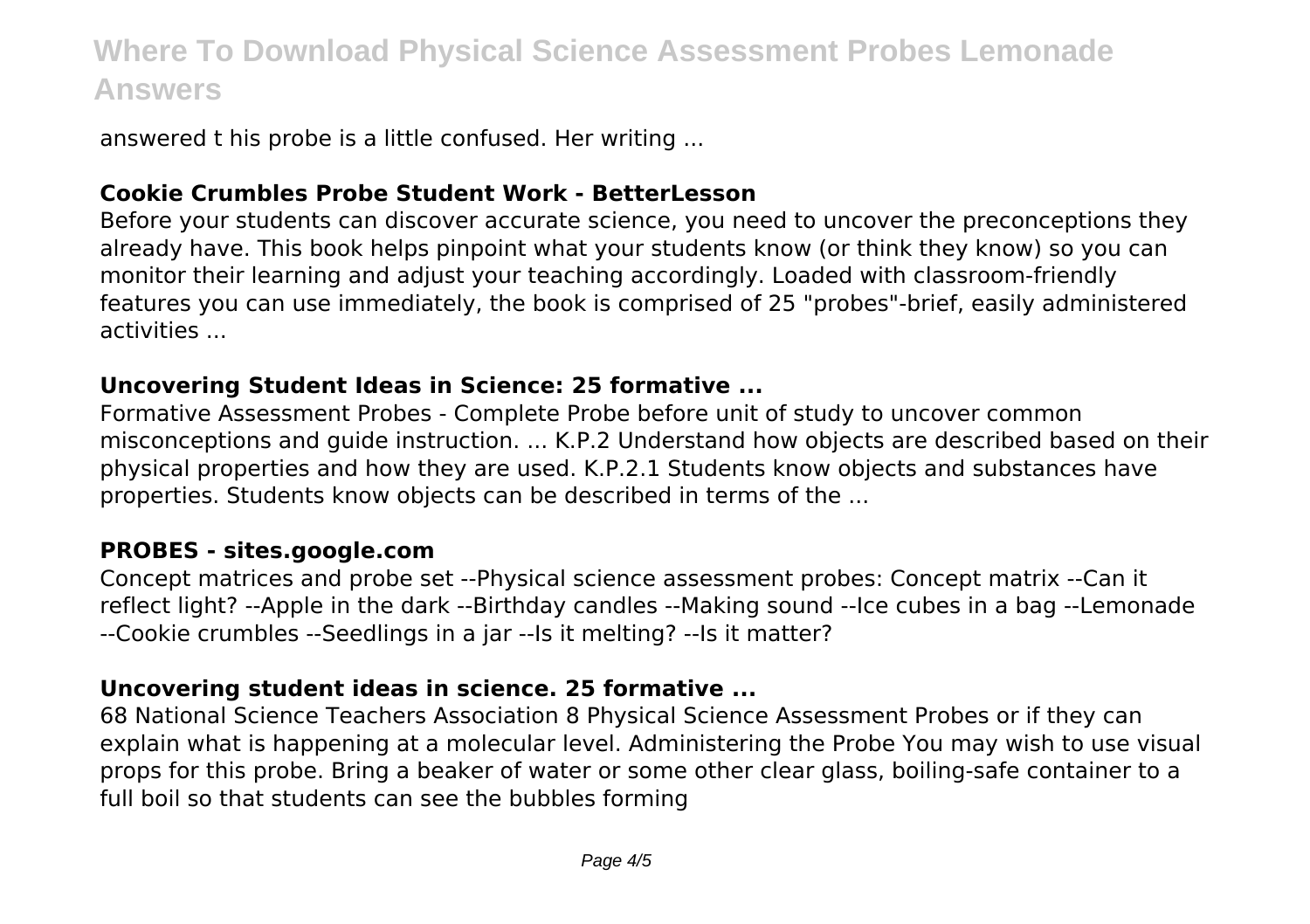answered t his probe is a little confused. Her writing ...

### Cookie Crumbles Probe Student Work - BetterLesson

Before your students can discover accurate science, you need to uncover the preconceptions they already have. This book helps pinpoint what your students know (or think they know) so you can monitor their learning and adjust your teaching accordingly. Loaded with classroom-friendly features you can use immediately, the book is comprised of 25 "probes"-brief, easily administered activities ...

### Uncovering Student Ideas in Science: 25 formative ...

Formative Assessment Probes - Complete Probe before unit of study to uncover common misconceptions and guide instruction. ... K.P.2 Understand how objects are described based on their physical properties and how they are used. K.P.2.1 Students know objects and substances have properties. Students know objects can be described in terms of the ...

### PROBES - sites.google.com

Concept matrices and probe set --Physical science assessment probes: Concept matrix --Can it reflect light? --Apple in the dark --Birthday candles --Making sound --Ice cubes in a bag --Lemonade --Cookie crumbles --Seedlings in a jar --Is it melting? --Is it matter?

### Uncovering student ideas in science. 25 formative ...

68 National Science Teachers Association 8 Physical Science Assessment Probes or if they can explain what is happening at a molecular level. Administering the Probe You may wish to use visual props for this probe. Bring a beaker of water or some other clear glass, boiling-safe container to a full boil so that students can see the bubbles forming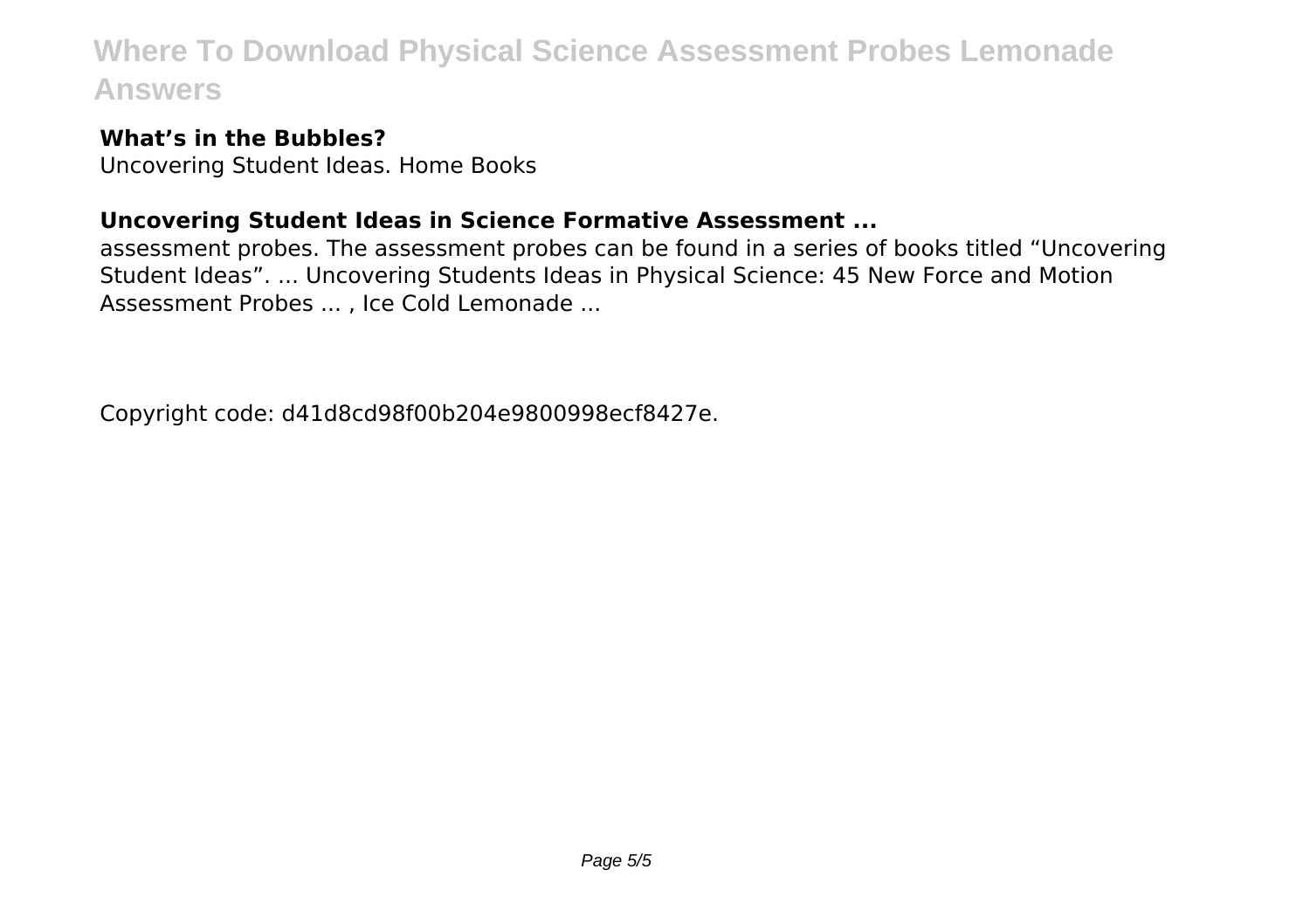**What's in the Bubbles?**
Uncovering Student Ideas. Home Books

**Uncovering Student Ideas in Science Formative Assessment ...**
assessment probes. The assessment probes can be found in a series of books titled "Uncovering Student Ideas". ... Uncovering Students Ideas in Physical Science: 45 New Force and Motion Assessment Probes ... , Ice Cold Lemonade ...

Copyright code: d41d8cd98f00b204e9800998ecf8427e.